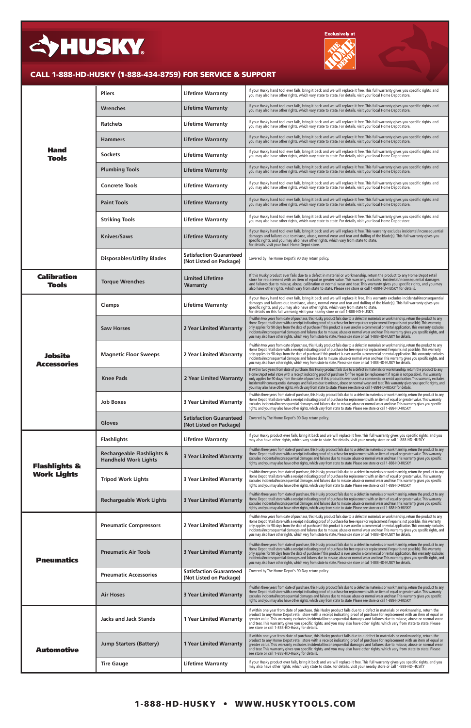# HUSKY

Exclusively at The Home Depot

## CALL 1-888-HD-HUSKY (1-888-434-8759) FOR SERVICE & SUPPORT

| Category | Product | Warranty | Details |
|---|---|---|---|
| **Hand Tools** | Pliers | Lifetime Warranty | If your Husky hand tool ever fails, bring it back and we will replace it free. This full warranty gives you specific rights, and you may also have other rights, which vary state to state. For details, visit your local Home Depot store. |
| | Wrenches | Lifetime Warranty | If your Husky hand tool ever fails, bring it back and we will replace it free. This full warranty gives you specific rights, and you may also have other rights, which vary state to state. For details, visit your local Home Depot store. |
| | Ratchets | Lifetime Warranty | If your Husky hand tool ever fails, bring it back and we will replace it free. This full warranty gives you specific rights, and you may also have other rights, which vary state to state. For details, visit your local Home Depot store. |
| | Hammers | Lifetime Warranty | If your Husky hand tool ever fails, bring it back and we will replace it free. This full warranty gives you specific rights, and you may also have other rights, which vary state to state. For details, visit your local Home Depot store. |
| | Sockets | Lifetime Warranty | If your Husky hand tool ever fails, bring it back and we will replace it free. This full warranty gives you specific rights, and you may also have other rights, which vary state to state. For details, visit your local Home Depot store. |
| | Plumbing Tools | Lifetime Warranty | If your Husky hand tool ever fails, bring it back and we will replace it free. This full warranty gives you specific rights, and you may also have other rights, which vary state to state. For details, visit your local Home Depot store. |
| | Concrete Tools | Lifetime Warranty | If your Husky hand tool ever fails, bring it back and we will replace it free. This full warranty gives you specific rights, and you may also have other rights, which vary state to state. For details, visit your local Home Depot store. |
| | Paint Tools | Lifetime Warranty | If your Husky hand tool ever fails, bring it back and we will replace it free. This full warranty gives you specific rights, and you may also have other rights, which vary state to state. For details, visit your local Home Depot store. |
| | Striking Tools | Lifetime Warranty | If your Husky hand tool ever fails, bring it back and we will replace it free. This full warranty gives you specific rights, and you may also have other rights, which vary state to state. For details, visit your local Home Depot store. |
| | Knives/Saws | Lifetime Warranty | If your Husky hand tool ever fails, bring it back and we will replace it free. This warranty excludes incidental/inconsequential damages and failures due to misuse, abuse, normal wear and tear and dulling of the blade(s). This full warranty gives you specific rights, and you may also have other rights, which vary from state to state. For details, visit your local Home Depot store. |
| | Disposables/Utility Blades | Satisfaction Guaranteed (Not Listed on Package) | Covered by The Home Depot's 90 Day return policy. |
| **Calibration Tools** | Torque Wrenches | Limited Lifetime Warranty | If this Husky product ever fails due to a defect in material or workmanship, return the product to any Home Depot retail store for replacement with an item of equal or greater value. This warranty excludes incidental/inconsequential damages and failures due to misuse, abuse, calibration or normal wear and tear. This warranty gives you specific rights, and you may also have other rights, which vary from state to state. Please see store or call 1-888-HD-HUSKY for details. |
| **Jobsite Accessories** | Clamps | Lifetime Warranty | If your Husky hand tool ever fails, bring it back and we will replace it free. This warranty excludes incidental/inconsequential damages and failures due to misuse, abuse, normal wear and tear and dulling of the blade(s). This full warranty gives you specific rights, and you may also have other rights, which vary from state to state. For details on this full warranty, visit your nearby store or call 1-888-HD-HUSKY. |
| | Saw Horses | 2 Year Limited Warranty | If within two years from date of purchase, this Husky product fails due to a defect in materials or workmanship, return the product to any Home Depot retail store with a receipt indicating proof of purchase for free repair (or replacement if repair is not possible). This warranty only applies for 90 days from the date of purchase if this product is ever used in a commercial or rental application. This warranty excludes incidental/inconsequential damages and failures due to misuse, abuse or normal wear and tear. This warranty gives you specific rights, and you may also have other rights, which vary from state to state. Please see store or call 1-888-HD-HUSKY for details. |
| | Magnetic Floor Sweeps | 2 Year Limited Warranty | If within two years from date of purchase, this Husky product fails due to a defect in materials or workmanship, return the product to any Home Depot retail store with a receipt indicating proof of purchase for free repair (or replacement if repair is not possible). This warranty only applies for 90 days from the date of purchase if this product is ever used in a commercial or rental application. This warranty excludes incidental/inconsequential damages and failures due to misuse, abuse or normal wear and tear. This warranty gives you specific rights, and you may also have other rights, which vary from state to state. Please see store or call 1-888-HD-HUSKY for details. |
| | Knee Pads | 2 Year Limited Warranty | If within two years from date of purchase, this Husky product fails due to a defect in materials or workmanship, return the product to any Home Depot retail store with a receipt indicating proof of purchase for free repair (or replacement if repair is not possible). This warranty only applies for 90 days from the date of purchase if this product is ever used in a commercial or rental application. This warranty excludes incidental/inconsequential damages and failures due to misuse, abuse or normal wear and tear. This warranty gives you specific rights, and you may also have other rights, which vary from state to state. Please see store or call 1-888-HD-HUSKY for details. |
| | Job Boxes | 3 Year Limited Warranty | If within three years from date of purchase, this Husky product fails due to a defect in materials or workmanship, return the product to any Home Depot retail store with a receipt indicating proof of purchase for replacement with an item of equal or greater value. This warranty excludes incidental/inconsequential damages and failures due to misuse, abuse or normal wear and tear. This warranty gives you specific rights, and you may also have other rights, which vary from state to state. Please see store or call 1-888-HD-HUSKY |
| | Gloves | Satisfaction Guaranteed (Not Listed on Package) | Covered by The Home Depot's 90 Day return policy. |
| **Flashlights & Work Lights** | Flashlights | Lifetime Warranty | If your Husky product ever fails, bring it back and we will replace it free. This full warranty gives you specific rights, and you may also have other rights, which vary state to state. For details, visit your nearby store or call 1-888-HD-HUSKY |
| | Rechargeable Flashlights & Handheld Work Lights | 3 Year Limited Warranty | If within three years from date of purchase, this Husky product fails due to a defect in materials or workmanship, return the product to any Home Depot retail store with a receipt indicating proof of purchase for replacement with an item of equal or greater value. This warranty excludes incidental/inconsequential damages and failures due to misuse, abuse or normal wear and tear. This warranty gives you specific rights, and you may also have other rights, which vary from state to state. Please see store or call 1-888-HD-HUSKY |
| | Tripod Work Lights | 3 Year Limited Warranty | If within three years from date of purchase, this Husky product fails due to a defect in materials or workmanship, return the product to any Home Depot retail store with a receipt indicating proof of purchase for replacement with an item of equal or greater value. This warranty excludes incidental/inconsequential damages and failures due to misuse, abuse or normal wear and tear. This warranty gives you specific rights, and you may also have other rights, which vary from state to state. Please see store or call 1-888-HD-HUSKY |
| | Rechargeable Work Lights | 3 Year Limited Warranty | If within three years from date of purchase, this Husky product fails due to a defect in materials or workmanship, return the product to any Home Depot retail store with a receipt indicating proof of purchase for replacement with an item of equal or greater value. This warranty excludes incidental/inconsequential damages and failures due to misuse, abuse or normal wear and tear. This warranty gives you specific rights, and you may also have other rights, which vary from state to state. Please see store or call 1-888-HD-HUSKY |
| **Pneumatics** | Pneumatic Compressors | 2 Year Limited Warranty | If within two years from date of purchase, this Husky product fails due to a defect in materials or workmanship, return the product to any Home Depot retail store with a receipt indicating proof of purchase for free repair (or replacement if repair is not possible). This warranty only applies for 90 days from the date of purchase if this product is ever used in a commercial or rental application. This warranty excludes incidental/inconsequential damages and failures due to misuse, abuse or normal wear and tear. This warranty gives you specific rights, and you may also have other rights, which vary from state to state. Please see store or call 1-888-HD-HUSKY for details. |
| | Pneumatic Air Tools | 3 Year Limited Warranty | If within three years from date of purchase, this Husky product fails due to a defect in materials or workmanship, return the product to any Home Depot retail store with a receipt indicating proof of purchase for free repair (or replacement if repair is not possible). This warranty only applies for 90 days from the date of purchase if this product is ever used in a commercial or rental application. This warranty excludes incidental/inconsequential damages and failures due to misuse, abuse or normal wear and tear. This warranty gives you specific rights, and you may also have other rights, which vary from state to state. Please see store or call 1-888-HD-HUSKY for details. |
| | Pneumatic Accessories | Satisfaction Guaranteed (Not Listed on Package) | Covered by The Home Depot's 90 Day return policy. |
| | Air Hoses | 3 Year Limited Warranty | If within three years from date of purchase, this Husky product fails due to a defect in materials or workmanship, return the product to any Home Depot retail store with a receipt indicating proof of purchase for replacement with an item of equal or greater value. This warranty excludes incidental/inconsequential damages and failures due to misuse, abuse or normal wear and tear. This warranty gives you specific rights, and you may also have other rights, which vary from state to state. Please see store or call 1-888-HD-HUSKY |
| **Automotive** | Jacks and Jack Stands | 1 Year Limited Warranty | If within one year from date of purchase, this Husky product fails due to a defect in materials or workmanship, return the product to any Home Depot retail store with a receipt indicating proof of purchase for replacement with an item of equal or greater value. This warranty excludes incidental/inconsequential damages and failures due to misuse, abuse or normal wear and tear. This warranty gives you specific rights, and you may also have other rights, which vary from state to state. Please see store or call 1-888-HD-Husky for details. |
| | Jump Starters (Battery) | 1 Year Limited Warranty | If within one year from date of purchase, this Husky product fails due to a defect in materials or workmanship, return the product to any Home Depot retail store with a receipt indicating proof of purchase for replacement with an item of equal or greater value. This warranty excludes incidental/inconsequential damages and failures due to misuse, abuse or normal wear and tear. This warranty gives you specific rights, and you may also have other rights, which vary from state to state. Please see store or call 1-888-HD-Husky for details. |
| | Tire Gauge | Lifetime Warranty | If your Husky product ever fails, bring it back and we will replace it free. This full warranty gives you specific rights, and you may also have other rights, which vary state to state. For details, visit your nearby store or call 1-888-HD-HUSKY |

**1-888-HD-HUSKY • WWW.HUSKYTOOLS.COM**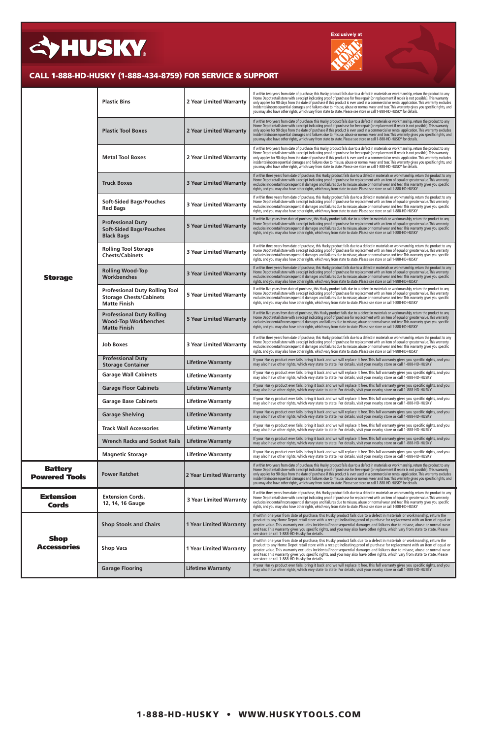# HUSKY

Exclusively at THE HOME DEPOT

## CALL 1-888-HD-HUSKY (1-888-434-8759) FOR SERVICE & SUPPORT

| | | | |
|---|---|---|---|
| **Storage** | **Plastic Bins** | **2 Year Limited Warranty** | If within two years from date of purchase, this Husky product fails due to a defect in materials or workmanship, return the product to any Home Depot retail store with a receipt indicating proof of purchase for free repair (or replacement if repair is not possible). This warranty only applies for 90 days from the date of purchase if this product is ever used in a commercial or rental application. This warranty excludes incidental/inconsequential damages and failures due to misuse, abuse or normal wear and tear. This warranty gives you specific rights, and you may also have other rights, which vary from state to state. Please see store or call 1-888-HD-HUSKY for details. |
| | **Plastic Tool Boxes** | **2 Year Limited Warranty** | If within two years from date of purchase, this Husky product fails due to a defect in materials or workmanship, return the product to any Home Depot retail store with a receipt indicating proof of purchase for free repair (or replacement if repair is not possible). This warranty only applies for 90 days from the date of purchase if this product is ever used in a commercial or rental application. This warranty excludes incidental/inconsequential damages and failures due to misuse, abuse or normal wear and tear. This warranty gives you specific rights, and you may also have other rights, which vary from state to state. Please see store or call 1-888-HD-HUSKY for details. |
| | **Metal Tool Boxes** | **2 Year Limited Warranty** | If within two years from date of purchase, this Husky product fails due to a defect in materials or workmanship, return the product to any Home Depot retail store with a receipt indicating proof of purchase for free repair (or replacement if repair is not possible). This warranty only applies for 90 days from the date of purchase if this product is ever used in a commercial or rental application. This warranty excludes incidental/inconsequential damages and failures due to misuse, abuse or normal wear and tear. This warranty gives you specific rights, and you may also have other rights, which vary from state to state. Please see store or call 1-888-HD-HUSKY for details. |
| | **Truck Boxes** | **3 Year Limited Warranty** | If within three years from date of purchase, this Husky product fails due to a defect in materials or workmanship, return the product to any Home Depot retail store with a receipt indicating proof of purchase for replacement with an item of equal or greater value. This warranty excludes incidental/inconsequential damages and failures due to misuse, abuse or normal wear and tear. This warranty gives you specific rights, and you may also have other rights, which vary from state to state. Please see store or call 1-888-HD-HUSKY for details. |
| | **Soft-Sided Bags/Pouches Red Bags** | **3 Year Limited Warranty** | If within three years from date of purchase, this Husky product fails due to a defect in materials or workmanship, return the product to any Home Depot retail store with a receipt indicating proof of purchase for replacement with an item of equal or greater value. This warranty excludes incidental/inconsequential damages and failures due to misuse, abuse or normal wear and tear. This warranty gives you specific rights, and you may also have other rights, which vary from state to state. Please see store or call 1-888-HD-HUSKY for details. |
| | **Professional Duty Soft-Sided Bags/Pouches Black Bags** | **5 Year Limited Warranty** | If within five years from date of purchase, this Husky product fails due to a defect in materials or workmanship, return the product to any Home Depot retail store with a receipt indicating proof of purchase for replacement with an item of equal or greater value. This warranty excludes incidental/inconsequential damages and failures due to misuse, abuse or normal wear and tear. This warranty gives you specific rights, and you may also have other rights, which vary from state to state. Please see store or call 1-888-HD-HUSKY for details. |
| | **Rolling Tool Storage Chests/Cabinets** | **3 Year Limited Warranty** | If within three years from date of purchase, this Husky product fails due to a defect in materials or workmanship, return the product to any Home Depot retail store with a receipt indicating proof of purchase for replacement with an item of equal or greater value. This warranty excludes incidental/inconsequential damages and failures due to misuse, abuse or normal wear and tear. This warranty gives you specific rights, and you may also have other rights, which vary from state to state. Please see store or call 1-888-HD-HUSKY for details. |
| | **Rolling Wood-Top Workbenches** | **3 Year Limited Warranty** | If within three years from date of purchase, this Husky product fails due to a defect in materials or workmanship, return the product to any Home Depot retail store with a receipt indicating proof of purchase for replacement with an item of equal or greater value. This warranty excludes incidental/inconsequential damages and failures due to misuse, abuse or normal wear and tear. This warranty gives you specific rights, and you may also have other rights, which vary from state to state. Please see store or call 1-888-HD-HUSKY for details. |
| | **Professional Duty Rolling Tool Storage Chests/Cabinets Matte Finish** | **5 Year Limited Warranty** | If within five years from date of purchase, this Husky product fails due to a defect in materials or workmanship, return the product to any Home Depot retail store with a receipt indicating proof of purchase for replacement with an item of equal or greater value. This warranty excludes incidental/inconsequential damages and failures due to misuse, abuse or normal wear and tear. This warranty gives you specific rights, and you may also have other rights, which vary from state to state. Please see store or call 1-888-HD-HUSKY for details. |
| | **Professional Duty Rolling Wood-Top Workbenches Matte Finish** | **5 Year Limited Warranty** | If within five years from date of purchase, this Husky product fails due to a defect in materials or workmanship, return the product to any Home Depot retail store with a receipt indicating proof of purchase for replacement with an item of equal or greater value. This warranty excludes incidental/inconsequential damages and failures due to misuse, abuse or normal wear and tear. This warranty gives you specific rights, and you may also have other rights, which vary from state to state. Please see store or call 1-888-HD-HUSKY for details. |
| | **Job Boxes** | **3 Year Limited Warranty** | If within three years from date of purchase, this Husky product fails due to a defect in materials or workmanship, return the product to any Home Depot retail store with a receipt indicating proof of purchase for replacement with an item of equal or greater value. This warranty excludes incidental/inconsequential damages and failures due to misuse, abuse or normal wear and tear. This warranty gives you specific rights, and you may also have other rights, which vary from state to state. Please see store or call 1-888-HD-HUSKY for details. |
| | **Professional Duty Storage Container** | **Lifetime Warranty** | If your Husky product ever fails, bring it back and we will replace it free. This full warranty gives you specific rights, and you may also have other rights, which vary state to state. For details, visit your nearby store or call 1-888-HD-HUSKY |
| | **Garage Wall Cabinets** | **Lifetime Warranty** | If your Husky product ever fails, bring it back and we will replace it free. This full warranty gives you specific rights, and you may also have other rights, which vary state to state. For details, visit your nearby store or call 1-888-HD-HUSKY |
| | **Garage Floor Cabinets** | **Lifetime Warranty** | If your Husky product ever fails, bring it back and we will replace it free. This full warranty gives you specific rights, and you may also have other rights, which vary state to state. For details, visit your nearby store or call 1-888-HD-HUSKY |
| | **Garage Base Cabinets** | **Lifetime Warranty** | If your Husky product ever fails, bring it back and we will replace it free. This full warranty gives you specific rights, and you may also have other rights, which vary state to state. For details, visit your nearby store or call 1-888-HD-HUSKY |
| | **Garage Shelving** | **Lifetime Warranty** | If your Husky product ever fails, bring it back and we will replace it free. This full warranty gives you specific rights, and you may also have other rights, which vary state to state. For details, visit your nearby store or call 1-888-HD-HUSKY |
| | **Track Wall Accessories** | **Lifetime Warranty** | If your Husky product ever fails, bring it back and we will replace it free. This full warranty gives you specific rights, and you may also have other rights, which vary state to state. For details, visit your nearby store or call 1-888-HD-HUSKY |
| | **Wrench Racks and Socket Rails** | **Lifetime Warranty** | If your Husky product ever fails, bring it back and we will replace it free. This full warranty gives you specific rights, and you may also have other rights, which vary state to state. For details, visit your nearby store or call 1-888-HD-HUSKY |
| | **Magnetic Storage** | **Lifetime Warranty** | If your Husky product ever fails, bring it back and we will replace it free. This full warranty gives you specific rights, and you may also have other rights, which vary state to state. For details, visit your nearby store or call 1-888-HD-HUSKY |
| **Battery Powered Tools** | **Power Ratchet** | **2 Year Limited Warranty** | If within two years from date of purchase, this Husky product fails due to a defect in materials or workmanship, return the product to any Home Depot retail store with a receipt indicating proof of purchase for free repair (or replacement if repair is not possible). This warranty only applies for 90 days from the date of purchase if this product is ever used in a commercial or rental application. This warranty excludes incidental/inconsequential damages and failures due to misuse, abuse or normal wear and tear. This warranty gives you specific rights, and you may also have other rights, which vary from state to state. Please see store or call 1-888-HD-HUSKY for details. |
| **Extension Cords** | **Extension Cords, 12, 14, 16 Gauge** | **3 Year Limited Warranty** | If within three years from date of purchase, this Husky product fails due to a defect in materials or workmanship, return the product to any Home Depot retail store with a receipt indicating proof of purchase for replacement with an item of equal or greater value. This warranty excludes incidental/inconsequential damages and failures due to misuse, abuse or normal wear and tear. This warranty gives you specific rights, and you may also have other rights, which vary from state to state. Please see store or call 1-888-HD-HUSKY for details. |
| **Shop Accessories** | **Shop Stools and Chairs** | **1 Year Limited Warranty** | If within one year from date of purchase, this Husky product fails due to a defect in materials or workmanship, return the product to any Home Depot retail store with a receipt indicating proof of purchase for replacement with an item of equal or greater value. This warranty excludes incidental/inconsequential damages and failures due to misuse, abuse or normal wear and tear. This warranty gives you specific rights, and you may also have other rights, which vary from state to state. Please see store or call 1-888-HD-Husky for details. |
| | **Shop Vacs** | **1 Year Limited Warranty** | If within one year from date of purchase, this Husky product fails due to a defect in materials or workmanship, return the product to any Home Depot retail store with a receipt indicating proof of purchase for replacement with an item of equal or greater value. This warranty excludes incidental/inconsequential damages and failures due to misuse, abuse or normal wear and tear. This warranty gives you specific rights, and you may also have other rights, which vary from state to state. Please see store or call 1-888-HD-Husky for details. |
| | **Garage Flooring** | **Lifetime Warranty** | If your Husky product ever fails, bring it back and we will replace it free. This full warranty gives you specific rights, and you may also have other rights, which vary state to state. For details, visit your nearby store or call 1-888-HD-HUSKY |

**1-888-HD-HUSKY • WWW.HUSKYTOOLS.COM**